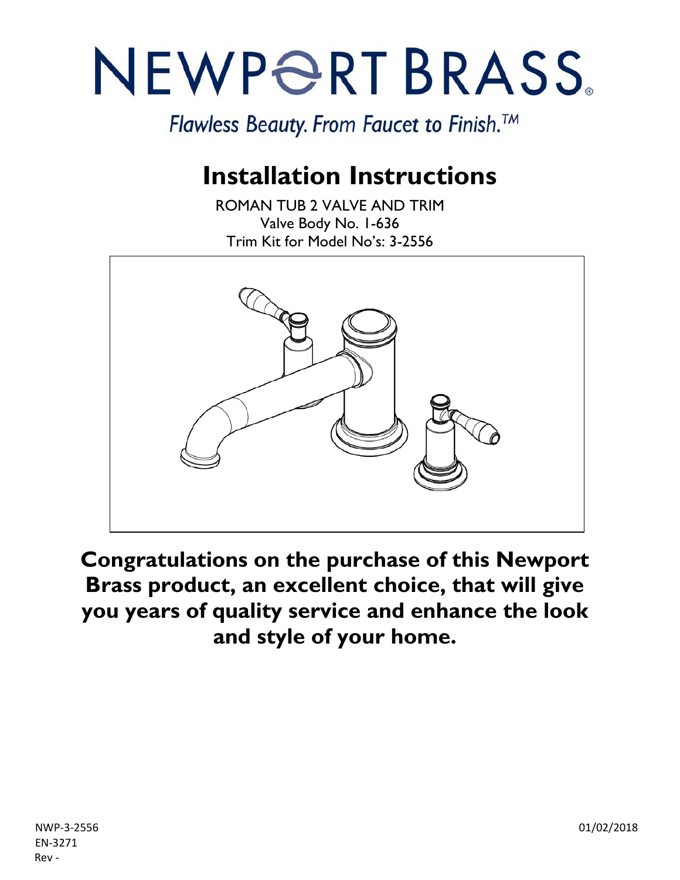# NEWPORT BRASS®

*Flawless Beauty. From Faucet to Finish.™*

## Installation Instructions

ROMAN TUB 2 VALVE AND TRIM
Valve Body No. 1-636
Trim Kit for Model No's: 3-2556

**Congratulations on the purchase of this Newport Brass product, an excellent choice, that will give you years of quality service and enhance the look and style of your home.**

NWP-3-2556
EN-3271
Rev -

01/02/2018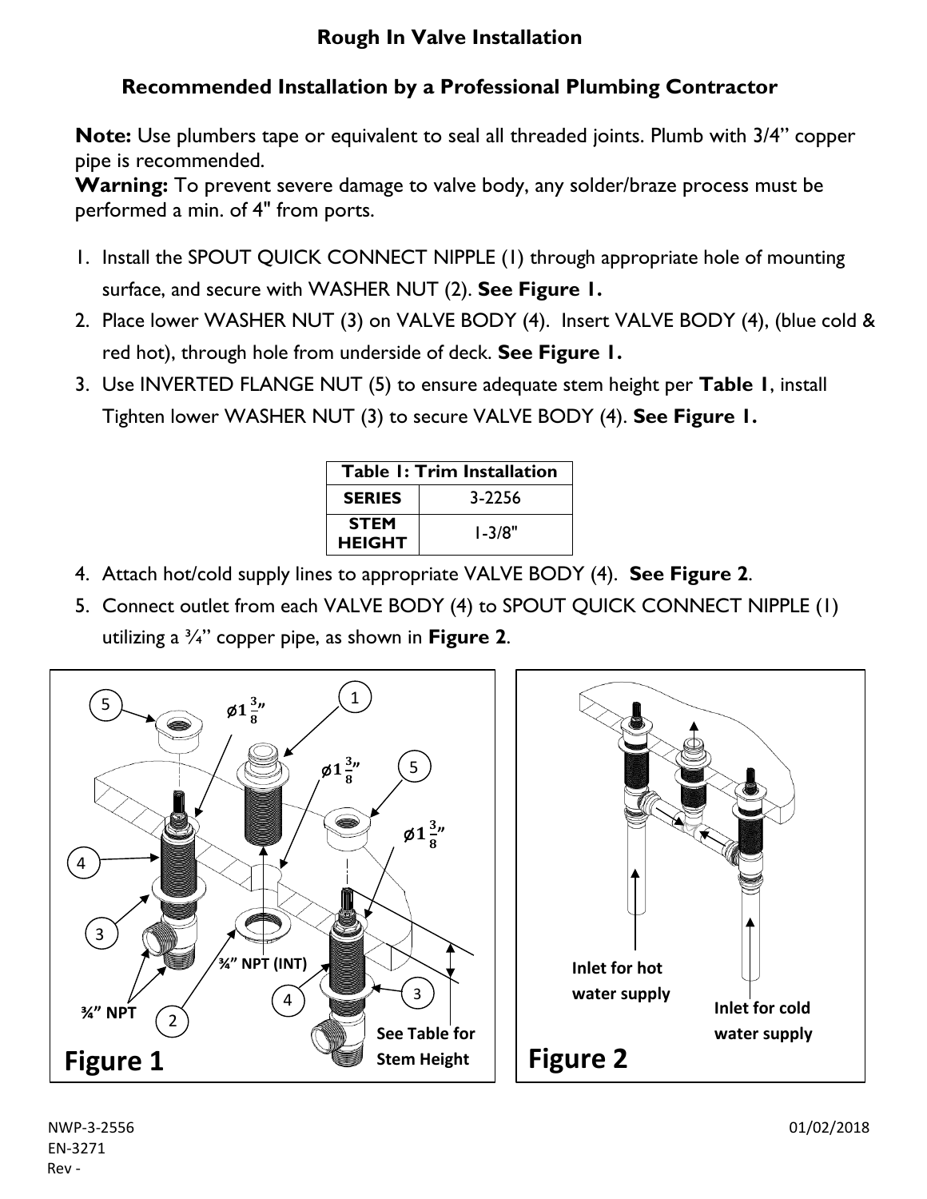## Rough In Valve Installation

### Recommended Installation by a Professional Plumbing Contractor

**Note:** Use plumbers tape or equivalent to seal all threaded joints. Plumb with 3/4" copper pipe is recommended.
**Warning:** To prevent severe damage to valve body, any solder/braze process must be performed a min. of 4" from ports.

1. Install the SPOUT QUICK CONNECT NIPPLE (1) through appropriate hole of mounting surface, and secure with WASHER NUT (2). **See Figure 1.**
2. Place lower WASHER NUT (3) on VALVE BODY (4). Insert VALVE BODY (4), (blue cold & red hot), through hole from underside of deck. **See Figure 1.**
3. Use INVERTED FLANGE NUT (5) to ensure adequate stem height per **Table 1**, install Tighten lower WASHER NUT (3) to secure VALVE BODY (4). **See Figure 1.**

| Table 1: Trim Installation | |
|---|---|
| **SERIES** | 3-2256 |
| **STEM HEIGHT** | 1-3/8" |

4. Attach hot/cold supply lines to appropriate VALVE BODY (4). **See Figure 2**.
5. Connect outlet from each VALVE BODY (4) to SPOUT QUICK CONNECT NIPPLE (1) utilizing a ¾" copper pipe, as shown in **Figure 2**.

**Figure 1**

**Figure 2**

NWP-3-2556
EN-3271
Rev -

01/02/2018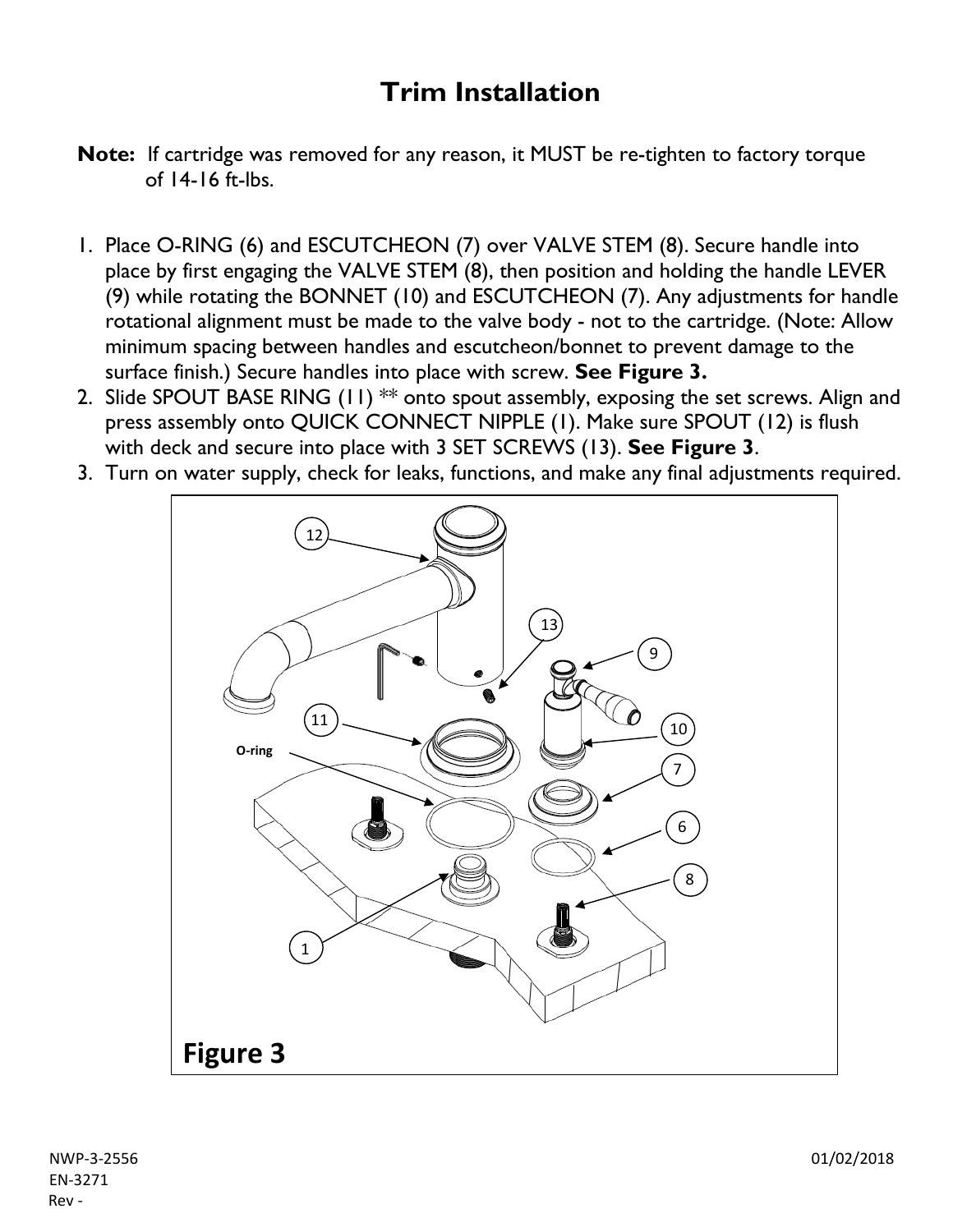# Trim Installation

**Note:** If cartridge was removed for any reason, it MUST be re-tighten to factory torque of 14-16 ft-lbs.

1. Place O-RING (6) and ESCUTCHEON (7) over VALVE STEM (8). Secure handle into place by first engaging the VALVE STEM (8), then position and holding the handle LEVER (9) while rotating the BONNET (10) and ESCUTCHEON (7). Any adjustments for handle rotational alignment must be made to the valve body - not to the cartridge. (Note: Allow minimum spacing between handles and escutcheon/bonnet to prevent damage to the surface finish.) Secure handles into place with screw. **See Figure 3.**
2. Slide SPOUT BASE RING (11) ** onto spout assembly, exposing the set screws. Align and press assembly onto QUICK CONNECT NIPPLE (1). Make sure SPOUT (12) is flush with deck and secure into place with 3 SET SCREWS (13). **See Figure 3**.
3. Turn on water supply, check for leaks, functions, and make any final adjustments required.

12
13
9
11
10
O-ring
7
6
8
1

**Figure 3**

NWP-3-2556
EN-3271
Rev -

01/02/2018